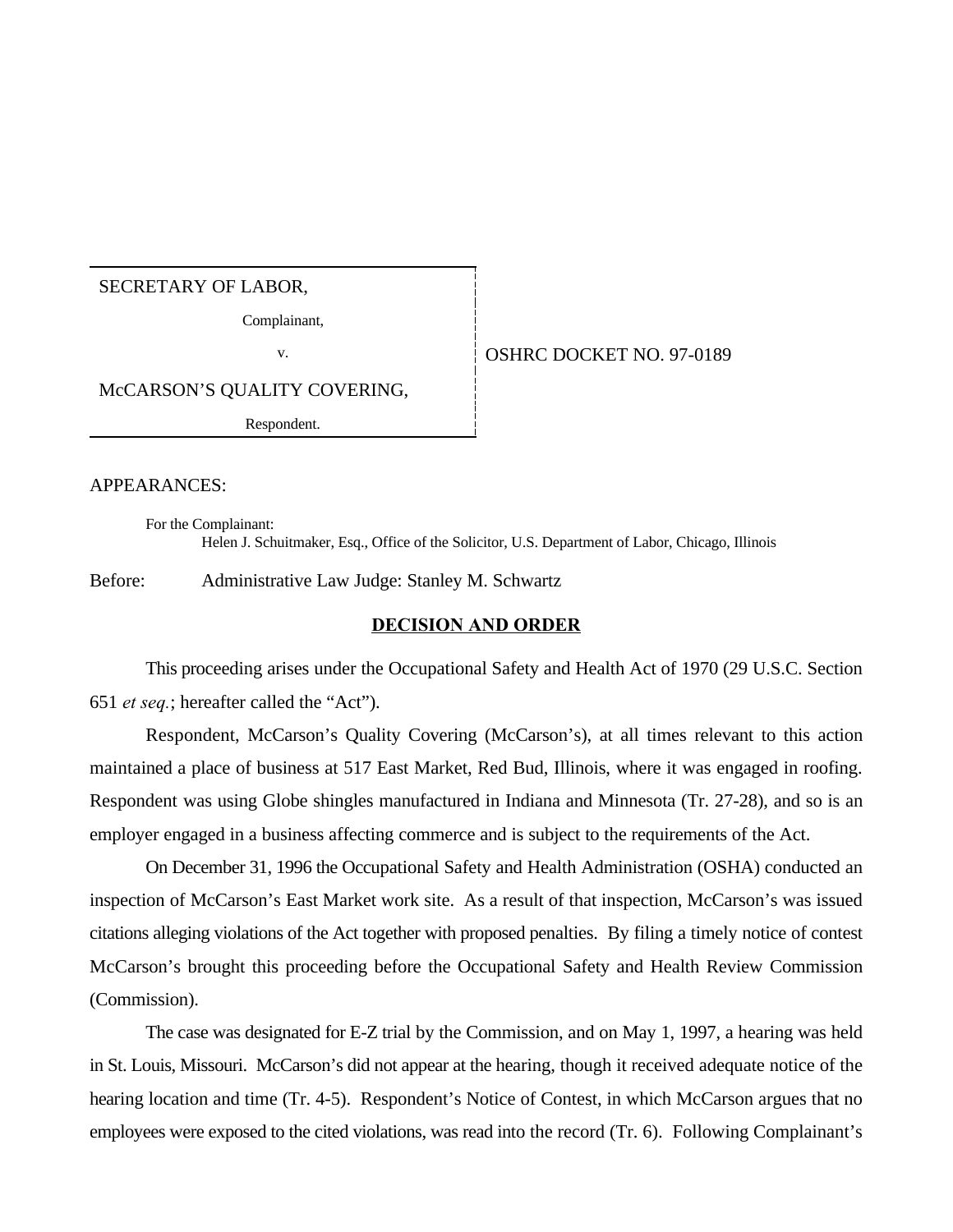| SECRETARY OF LABOR, | |
| --- | --- |
| Complainant, | |
| v. | OSHRC DOCKET NO. 97-0189 |
| McCARSON'S QUALITY COVERING, | |
| Respondent. | |

APPEARANCES:

For the Complainant:
Helen J. Schuitmaker, Esq., Office of the Solicitor, U.S. Department of Labor, Chicago, Illinois

Before: Administrative Law Judge: Stanley M. Schwartz

## DECISION AND ORDER

This proceeding arises under the Occupational Safety and Health Act of 1970 (29 U.S.C. Section 651 *et seq.*; hereafter called the "Act").

Respondent, McCarson's Quality Covering (McCarson's), at all times relevant to this action maintained a place of business at 517 East Market, Red Bud, Illinois, where it was engaged in roofing. Respondent was using Globe shingles manufactured in Indiana and Minnesota (Tr. 27-28), and so is an employer engaged in a business affecting commerce and is subject to the requirements of the Act.

On December 31, 1996 the Occupational Safety and Health Administration (OSHA) conducted an inspection of McCarson's East Market work site. As a result of that inspection, McCarson's was issued citations alleging violations of the Act together with proposed penalties. By filing a timely notice of contest McCarson's brought this proceeding before the Occupational Safety and Health Review Commission (Commission).

The case was designated for E-Z trial by the Commission, and on May 1, 1997, a hearing was held in St. Louis, Missouri. McCarson's did not appear at the hearing, though it received adequate notice of the hearing location and time (Tr. 4-5). Respondent's Notice of Contest, in which McCarson argues that no employees were exposed to the cited violations, was read into the record (Tr. 6). Following Complainant's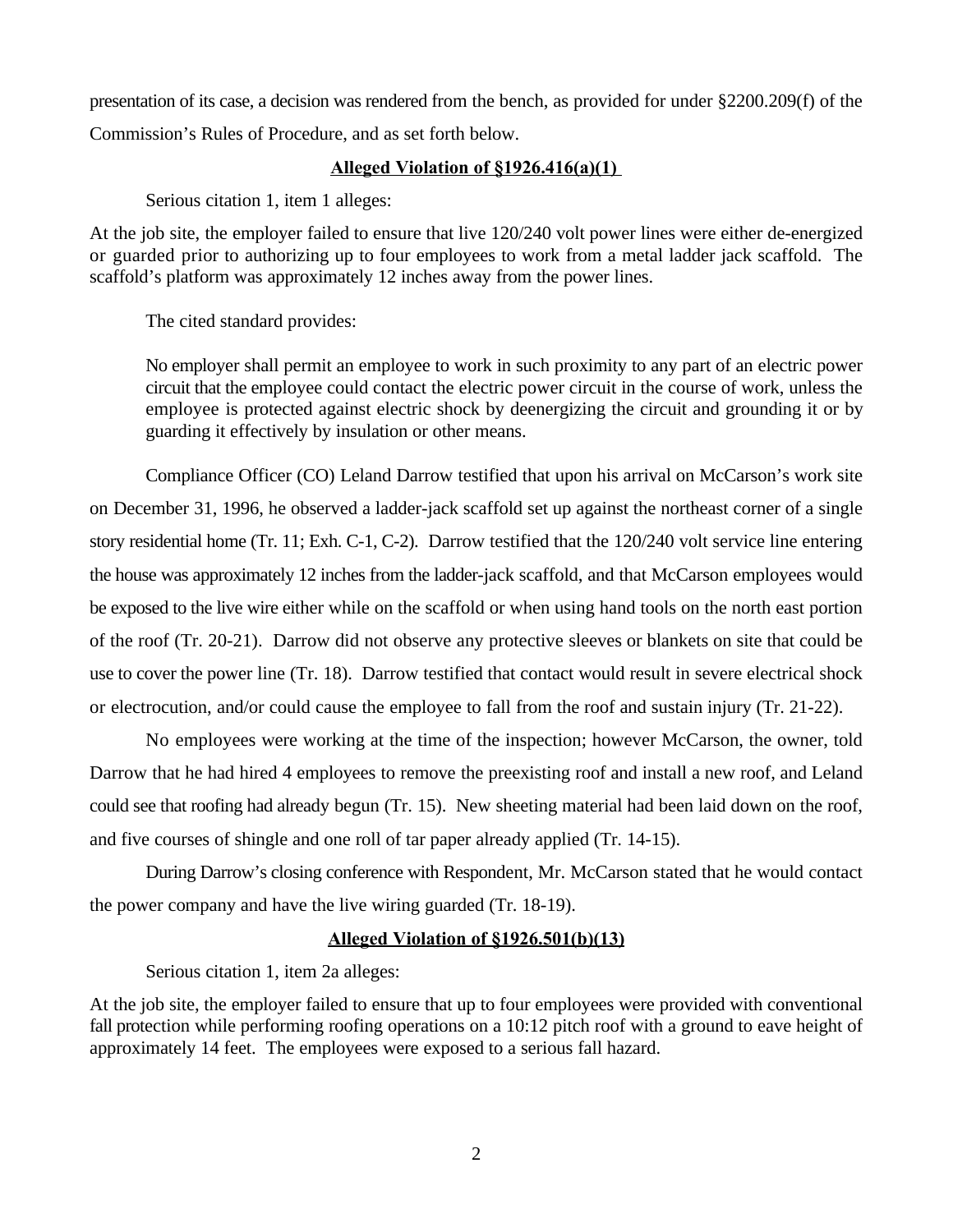presentation of its case, a decision was rendered from the bench, as provided for under §2200.209(f) of the Commission's Rules of Procedure, and as set forth below.

**Alleged Violation of §1926.416(a)(1)**

Serious citation 1, item 1 alleges:

At the job site, the employer failed to ensure that live 120/240 volt power lines were either de-energized or guarded prior to authorizing up to four employees to work from a metal ladder jack scaffold. The scaffold's platform was approximately 12 inches away from the power lines.

The cited standard provides:

> No employer shall permit an employee to work in such proximity to any part of an electric power circuit that the employee could contact the electric power circuit in the course of work, unless the employee is protected against electric shock by deenergizing the circuit and grounding it or by guarding it effectively by insulation or other means.

Compliance Officer (CO) Leland Darrow testified that upon his arrival on McCarson's work site on December 31, 1996, he observed a ladder-jack scaffold set up against the northeast corner of a single story residential home (Tr. 11; Exh. C-1, C-2). Darrow testified that the 120/240 volt service line entering the house was approximately 12 inches from the ladder-jack scaffold, and that McCarson employees would be exposed to the live wire either while on the scaffold or when using hand tools on the north east portion of the roof (Tr. 20-21). Darrow did not observe any protective sleeves or blankets on site that could be use to cover the power line (Tr. 18). Darrow testified that contact would result in severe electrical shock or electrocution, and/or could cause the employee to fall from the roof and sustain injury (Tr. 21-22).

No employees were working at the time of the inspection; however McCarson, the owner, told Darrow that he had hired 4 employees to remove the preexisting roof and install a new roof, and Leland could see that roofing had already begun (Tr. 15). New sheeting material had been laid down on the roof, and five courses of shingle and one roll of tar paper already applied (Tr. 14-15).

During Darrow's closing conference with Respondent, Mr. McCarson stated that he would contact the power company and have the live wiring guarded (Tr. 18-19).

**Alleged Violation of §1926.501(b)(13)**

Serious citation 1, item 2a alleges:

At the job site, the employer failed to ensure that up to four employees were provided with conventional fall protection while performing roofing operations on a 10:12 pitch roof with a ground to eave height of approximately 14 feet. The employees were exposed to a serious fall hazard.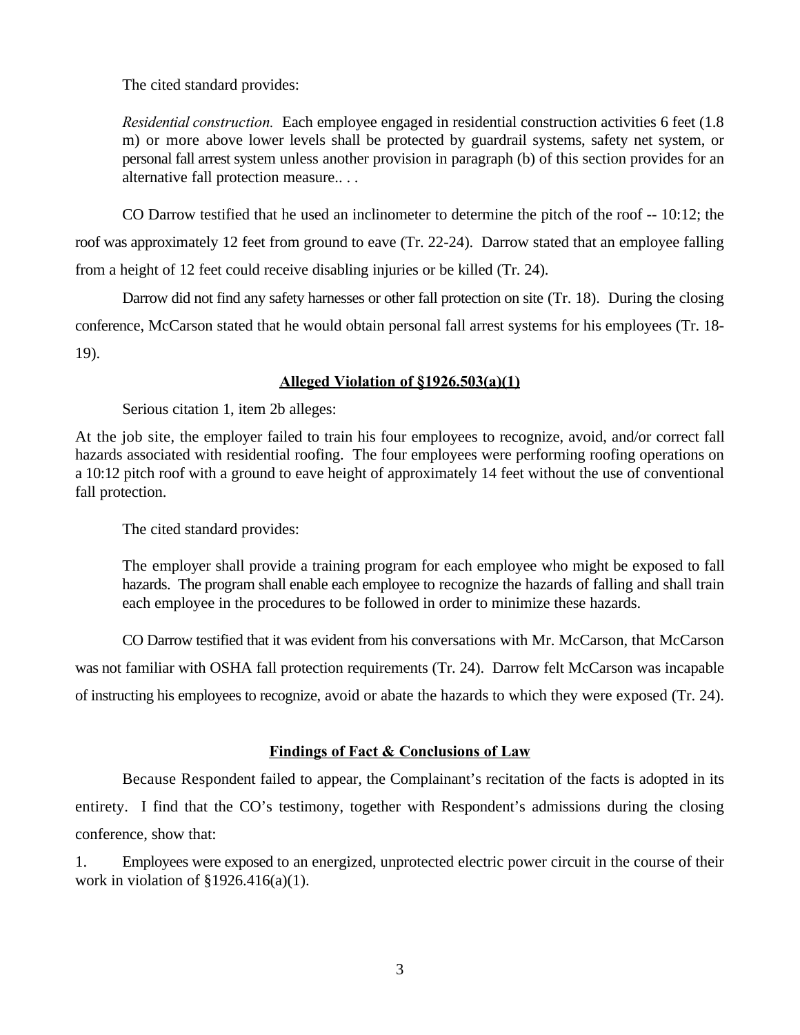The cited standard provides:

> *Residential construction.* Each employee engaged in residential construction activities 6 feet (1.8 m) or more above lower levels shall be protected by guardrail systems, safety net system, or personal fall arrest system unless another provision in paragraph (b) of this section provides for an alternative fall protection measure.. . .

CO Darrow testified that he used an inclinometer to determine the pitch of the roof -- 10:12; the roof was approximately 12 feet from ground to eave (Tr. 22-24). Darrow stated that an employee falling from a height of 12 feet could receive disabling injuries or be killed (Tr. 24).

Darrow did not find any safety harnesses or other fall protection on site (Tr. 18). During the closing conference, McCarson stated that he would obtain personal fall arrest systems for his employees (Tr. 18-19).

**Alleged Violation of §1926.503(a)(1)**

Serious citation 1, item 2b alleges:

At the job site, the employer failed to train his four employees to recognize, avoid, and/or correct fall hazards associated with residential roofing. The four employees were performing roofing operations on a 10:12 pitch roof with a ground to eave height of approximately 14 feet without the use of conventional fall protection.

The cited standard provides:

> The employer shall provide a training program for each employee who might be exposed to fall hazards. The program shall enable each employee to recognize the hazards of falling and shall train each employee in the procedures to be followed in order to minimize these hazards.

CO Darrow testified that it was evident from his conversations with Mr. McCarson, that McCarson was not familiar with OSHA fall protection requirements (Tr. 24). Darrow felt McCarson was incapable of instructing his employees to recognize, avoid or abate the hazards to which they were exposed (Tr. 24).

**Findings of Fact & Conclusions of Law**

Because Respondent failed to appear, the Complainant's recitation of the facts is adopted in its entirety. I find that the CO's testimony, together with Respondent's admissions during the closing conference, show that:

1. Employees were exposed to an energized, unprotected electric power circuit in the course of their work in violation of §1926.416(a)(1).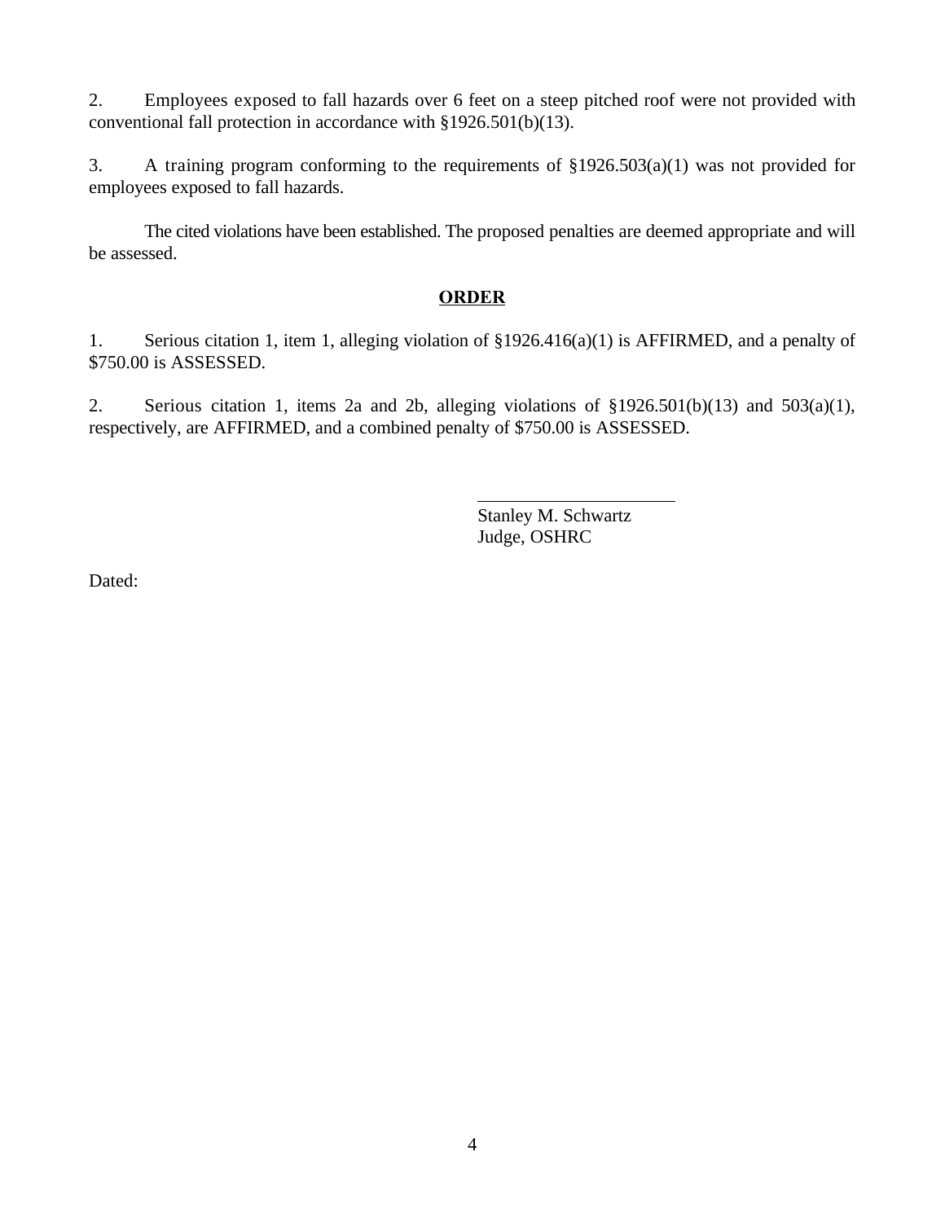2. Employees exposed to fall hazards over 6 feet on a steep pitched roof were not provided with conventional fall protection in accordance with §1926.501(b)(13).

3. A training program conforming to the requirements of §1926.503(a)(1) was not provided for employees exposed to fall hazards.

The cited violations have been established. The proposed penalties are deemed appropriate and will be assessed.

## **ORDER**

1. Serious citation 1, item 1, alleging violation of §1926.416(a)(1) is AFFIRMED, and a penalty of $750.00 is ASSESSED.

2. Serious citation 1, items 2a and 2b, alleging violations of §1926.501(b)(13) and 503(a)(1), respectively, are AFFIRMED, and a combined penalty of $750.00 is ASSESSED.

Stanley M. Schwartz
Judge, OSHRC

Dated: